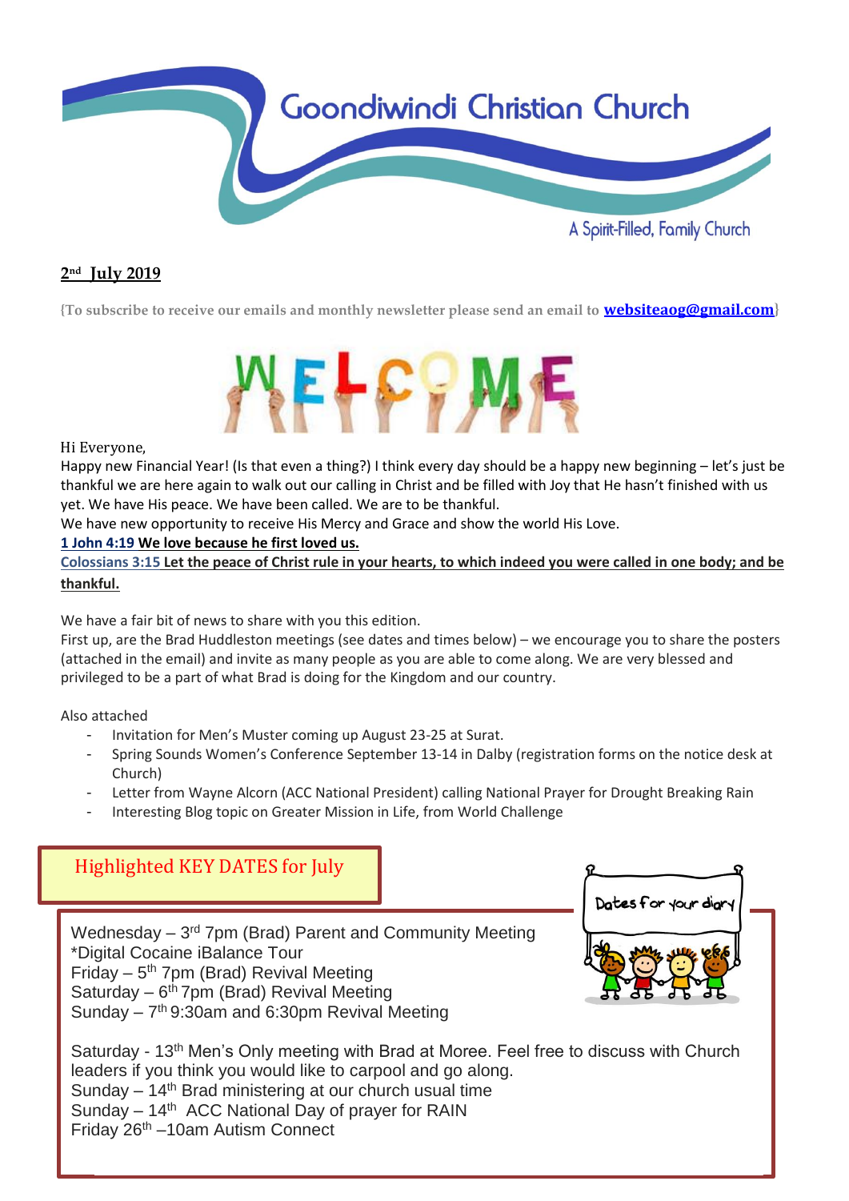# Goondiwindi Christian Church

A Spirit-Filled, Family Church

**2nd July 2019**

{To subscribe to receive our emails and monthly newsletter please send an email to **websiteaog@gmail.com**}

WELCOME

Hi Everyone,

Happy new Financial Year! (Is that even a thing?) I think every day should be a happy new beginning – let's just be thankful we are here again to walk out our calling in Christ and be filled with Joy that He hasn't finished with us yet. We have His peace. We have been called. We are to be thankful.

We have new opportunity to receive His Mercy and Grace and show the world His Love.

**1 John 4:19 We love because he first loved us.**

**Colossians 3:15 Let the peace of Christ rule in your hearts, to which indeed you were called in one body; and be thankful.**

We have a fair bit of news to share with you this edition.

First up, are the Brad Huddleston meetings (see dates and times below) – we encourage you to share the posters (attached in the email) and invite as many people as you are able to come along. We are very blessed and privileged to be a part of what Brad is doing for the Kingdom and our country.

Also attached

- Invitation for Men's Muster coming up August 23-25 at Surat.
- Spring Sounds Women's Conference September 13-14 in Dalby (registration forms on the notice desk at Church)
- Letter from Wayne Alcorn (ACC National President) calling National Prayer for Drought Breaking Rain
- Interesting Blog topic on Greater Mission in Life, from World Challenge

## Highlighted KEY DATES for July

Dates for your diary

Wednesday – 3rd 7pm (Brad) Parent and Community Meeting
*Digital Cocaine iBalance Tour
Friday – 5th 7pm (Brad) Revival Meeting
Saturday – 6th 7pm (Brad) Revival Meeting
Sunday – 7th 9:30am and 6:30pm Revival Meeting

Saturday - 13th Men's Only meeting with Brad at Moree. Feel free to discuss with Church leaders if you think you would like to carpool and go along.
Sunday – 14th Brad ministering at our church usual time
Sunday – 14th ACC National Day of prayer for RAIN
Friday 26th –10am Autism Connect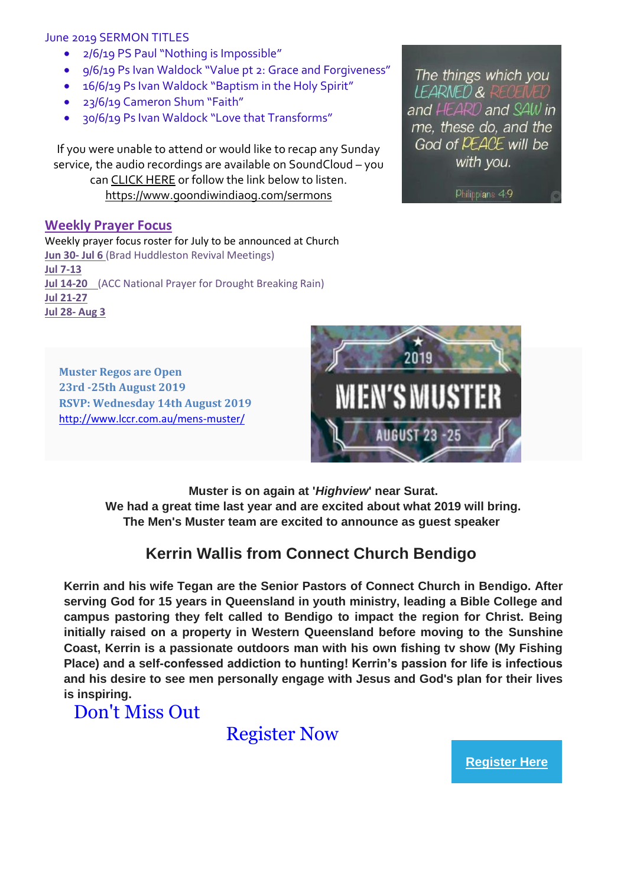June 2019 SERMON TITLES

- 2/6/19 PS Paul "Nothing is Impossible"
- 9/6/19 Ps Ivan Waldock "Value pt 2: Grace and Forgiveness"
- 16/6/19 Ps Ivan Waldock "Baptism in the Holy Spirit"
- 23/6/19 Cameron Shum "Faith"
- 30/6/19 Ps Ivan Waldock "Love that Transforms"

If you were unable to attend or would like to recap any Sunday service, the audio recordings are available on SoundCloud – you can CLICK HERE or follow the link below to listen.
https://www.goondiwindiaog.com/sermons

The things which you LEARNED & RECEIVED and HEARD and SAW in me, these do, and the God of PEACE will be with you.
Philippians 4:9

## Weekly Prayer Focus

Weekly prayer focus roster for July to be announced at Church

**Jun 30- Jul 6** (Brad Huddleston Revival Meetings)
**Jul 7-13**
**Jul 14-20** (ACC National Prayer for Drought Breaking Rain)
**Jul 21-27**
**Jul 28- Aug 3**

**Muster Regos are Open**
**23rd -25th August 2019**
**RSVP: Wednesday 14th August 2019**
http://www.lccr.com.au/mens-muster/

2019 MEN'S MUSTER AUGUST 23 -25

**Muster is on again at '*Highview*' near Surat.**
**We had a great time last year and are excited about what 2019 will bring.**
**The Men's Muster team are excited to announce as guest speaker**

### Kerrin Wallis from Connect Church Bendigo

**Kerrin and his wife Tegan are the Senior Pastors of Connect Church in Bendigo. After serving God for 15 years in Queensland in youth ministry, leading a Bible College and campus pastoring they felt called to Bendigo to impact the region for Christ. Being initially raised on a property in Western Queensland before moving to the Sunshine Coast, Kerrin is a passionate outdoors man with his own fishing tv show (My Fishing Place) and a self-confessed addiction to hunting! Kerrin's passion for life is infectious and his desire to see men personally engage with Jesus and God's plan for their lives is inspiring.**

Don't Miss Out

Register Now

**Register Here**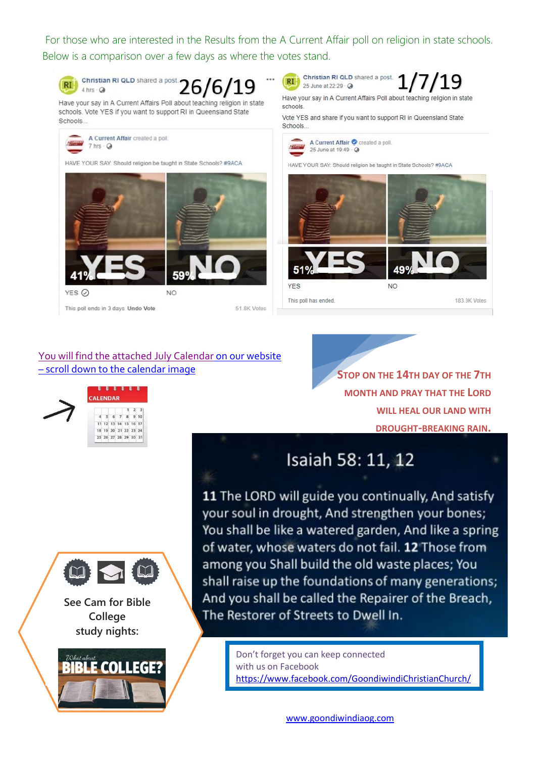For those who are interested in the Results from the A Current Affair poll on religion in state schools. Below is a comparison over a few days as where the votes stand.

**26/6/19**

Christian RI QLD shared a post.
4 hrs

Have your say in A Current Affairs Poll about teaching religion in state schools. Vote YES if you want to support RI in Queensland State Schools...

A Current Affair created a poll.
7 hrs

HAVE YOUR SAY: Should religion be taught in State Schools? #9ACA

41% YES

59% NO

This poll ends in 3 days Undo Vote — 51.8K Votes

**1/7/19**

Christian RI QLD shared a post.
25 June at 22:29

Have your say in A Current Affairs Poll about teaching religion in state schools.

Vote YES and share if you want to support RI in Queensland State Schools...

A Current Affair created a poll.
25 June at 10:40

HAVE YOUR SAY: Should religion be taught in State Schools? #9ACA

51% YES

49% NO

This poll has ended. — 183.3K Votes

You will find the attached July Calendar on our website – scroll down to the calendar image

**STOP ON THE 14TH DAY OF THE 7TH MONTH AND PRAY THAT THE LORD WILL HEAL OUR LAND WITH DROUGHT-BREAKING RAIN.**

**Isaiah 58: 11, 12**

**11** The LORD will guide you continually, And satisfy your soul in drought, And strengthen your bones; You shall be like a watered garden, And like a spring of water, whose waters do not fail. **12** Those from among you Shall build the old waste places; You shall raise up the foundations of many generations; And you shall be called the Repairer of the Breach, The Restorer of Streets to Dwell In.

See Cam for Bible College study nights:

*What about* **BIBLE COLLEGE?**

Don't forget you can keep connected with us on Facebook
https://www.facebook.com/GoondiwindiChristianChurch/

www.goondiwindiaog.com